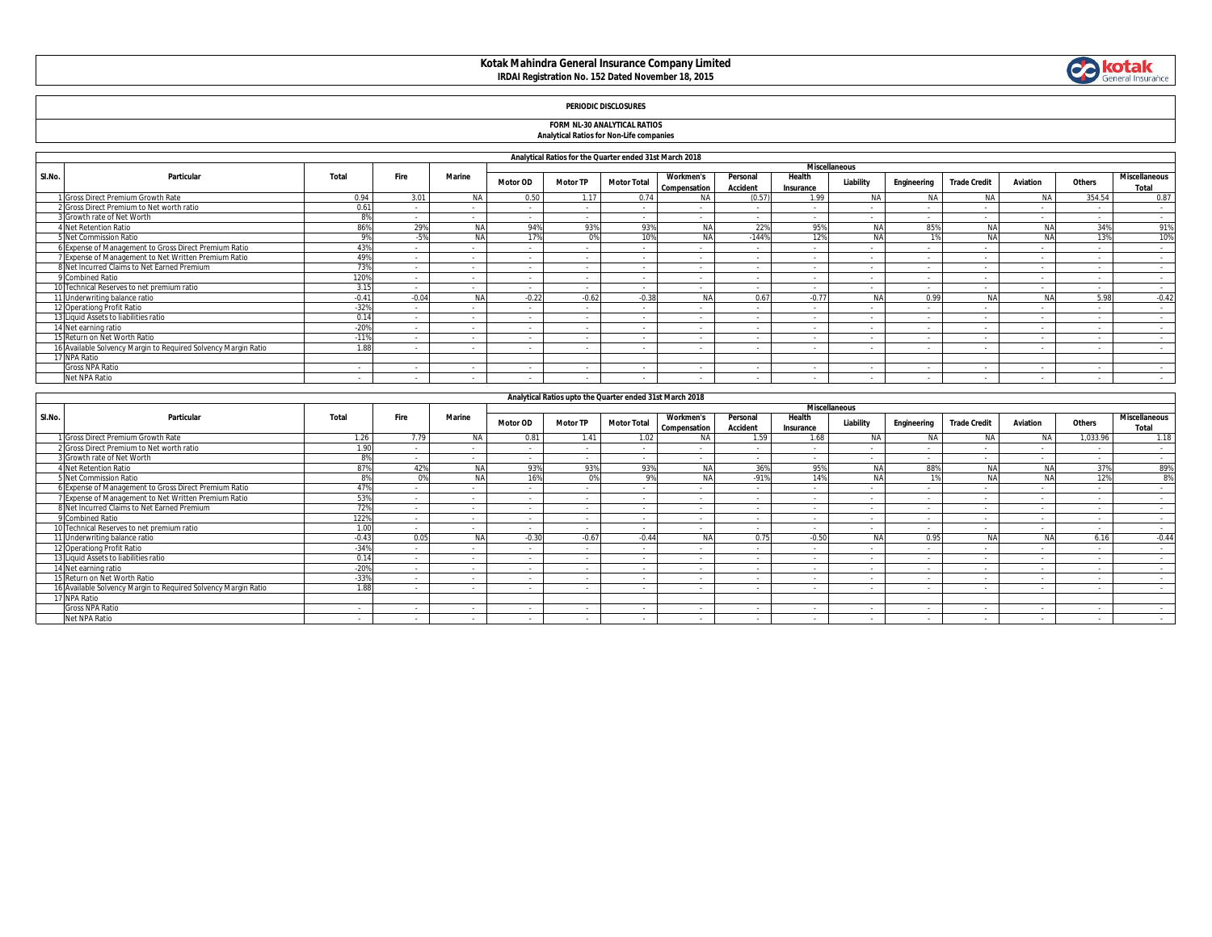# Kotak Mahindra General Insurance Company Limited

**IRDAI Registration No. 152 Dated November 18, 2015**

**PERIODIC DISCLOSURES**

**FORM NL-30 ANALYTICAL RATIOS**

**Analytical Ratios for Non-Life companies**

| Analytical Ratios for the Quarter ended 31st March 2018 | | | | | | | | | | | | | | | | | |
|---|---|---|---|---|---|---|---|---|---|---|---|---|---|---|---|---|---|
| Sl.No. | Particular | Total | Fire | Marine | Miscellaneous | | | | | | | | | | | | |
| | | | | | Motor OD | Motor TP | Motor Total | Workmen's Compensation | Personal Accident | Health Insurance | Liability | Engineering | Trade Credit | Aviation | Others | Miscellaneous Total |
| 1 | Gross Direct Premium Growth Rate | 0.94 | 3.01 | NA | 0.50 | 1.17 | 0.74 | NA | (0.57) | 1.99 | NA | NA | NA | NA | 354.54 | 0.87 |
| 2 | Gross Direct Premium to Net worth ratio | 0.61 | - | - | - | - | - | - | - | - | - | - | - | - | - | - |
| 3 | Growth rate of Net Worth | 8% | - | - | - | - | - | - | - | - | - | - | - | - | - | - |
| 4 | Net Retention Ratio | 86% | 29% | NA | 94% | 93% | 93% | NA | 22% | 95% | NA | 85% | NA | NA | 34% | 91% |
| 5 | Net Commission Ratio | 9% | -5% | NA | 17% | 0% | 10% | NA | -144% | 12% | NA | 1% | NA | NA | 13% | 10% |
| 6 | Expense of Management to Gross Direct Premium Ratio | 43% | - | - | - | - | - | - | - | - | - | - | - | - | - | - |
| 7 | Expense of Management to Net Written Premium Ratio | 49% | - | - | - | - | - | - | - | - | - | - | - | - | - | - |
| 8 | Net Incurred Claims to Net Earned Premium | 73% | - | - | - | - | - | - | - | - | - | - | - | - | - | - |
| 9 | Combined Ratio | 120% | - | - | - | - | - | - | - | - | - | - | - | - | - | - |
| 10 | Technical Reserves to net premium ratio | 3.15 | - | - | - | - | - | - | - | - | - | - | - | - | - | - |
| 11 | Underwriting balance ratio | -0.41 | -0.04 | NA | -0.22 | -0.62 | -0.38 | NA | 0.67 | -0.77 | NA | 0.99 | NA | NA | 5.98 | -0.42 |
| 12 | Operationg Profit Ratio | -32% | - | - | - | - | - | - | - | - | - | - | - | - | - | - |
| 13 | Liquid Assets to liabilities ratio | 0.14 | - | - | - | - | - | - | - | - | - | - | - | - | - | - |
| 14 | Net earning ratio | -20% | - | - | - | - | - | - | - | - | - | - | - | - | - | - |
| 15 | Return on Net Worth Ratio | -11% | - | - | - | - | - | - | - | - | - | - | - | - | - | - |
| 16 | Available Solvency Margin to Required Solvency Margin Ratio | 1.88 | - | - | - | - | - | - | - | - | - | - | - | - | - | - |
| 17 | NPA Ratio | | | | | | | | | | | | | | | |
| | Gross NPA Ratio | - | - | - | - | - | - | - | - | - | - | - | - | - | - | - |
| | Net NPA Ratio | - | - | - | - | - | - | - | - | - | - | - | - | - | - | - |

| Analytical Ratios upto the Quarter ended 31st March 2018 | | | | | | | | | | | | | | | | | |
|---|---|---|---|---|---|---|---|---|---|---|---|---|---|---|---|---|---|
| Sl.No. | Particular | Total | Fire | Marine | Miscellaneous | | | | | | | | | | | | |
| | | | | | Motor OD | Motor TP | Motor Total | Workmen's Compensation | Personal Accident | Health Insurance | Liability | Engineering | Trade Credit | Aviation | Others | Miscellaneous Total |
| 1 | Gross Direct Premium Growth Rate | 1.26 | 7.79 | NA | 0.81 | 1.41 | 1.02 | NA | 1.59 | 1.68 | NA | NA | NA | NA | 1,033.96 | 1.18 |
| 2 | Gross Direct Premium to Net worth ratio | 1.90 | - | - | - | - | - | - | - | - | - | - | - | - | - | - |
| 3 | Growth rate of Net Worth | 8% | - | - | - | - | - | - | - | - | - | - | - | - | - | - |
| 4 | Net Retention Ratio | 87% | 42% | NA | 93% | 93% | 93% | NA | 36% | 95% | NA | 88% | NA | NA | 37% | 89% |
| 5 | Net Commission Ratio | 8% | 0% | NA | 16% | 0% | 9% | NA | -91% | 14% | NA | 1% | NA | NA | 12% | 8% |
| 6 | Expense of Management to Gross Direct Premium Ratio | 47% | - | - | - | - | - | - | - | - | - | - | - | - | - | - |
| 7 | Expense of Management to Net Written Premium Ratio | 53% | - | - | - | - | - | - | - | - | - | - | - | - | - | - |
| 8 | Net Incurred Claims to Net Earned Premium | 72% | - | - | - | - | - | - | - | - | - | - | - | - | - | - |
| 9 | Combined Ratio | 122% | - | - | - | - | - | - | - | - | - | - | - | - | - | - |
| 10 | Technical Reserves to net premium ratio | 1.00 | - | - | - | - | - | - | - | - | - | - | - | - | - | - |
| 11 | Underwriting balance ratio | -0.43 | 0.05 | NA | -0.30 | -0.67 | -0.44 | NA | 0.75 | -0.50 | NA | 0.95 | NA | NA | 6.16 | -0.44 |
| 12 | Operationg Profit Ratio | -34% | - | - | - | - | - | - | - | - | - | - | - | - | - | - |
| 13 | Liquid Assets to liabilities ratio | 0.14 | - | - | - | - | - | - | - | - | - | - | - | - | - | - |
| 14 | Net earning ratio | -20% | - | - | - | - | - | - | - | - | - | - | - | - | - | - |
| 15 | Return on Net Worth Ratio | -33% | - | - | - | - | - | - | - | - | - | - | - | - | - | - |
| 16 | Available Solvency Margin to Required Solvency Margin Ratio | 1.88 | - | - | - | - | - | - | - | - | - | - | - | - | - | - |
| 17 | NPA Ratio | | | | | | | | | | | | | | | |
| | Gross NPA Ratio | - | - | - | - | - | - | - | - | - | - | - | - | - | - | - |
| | Net NPA Ratio | - | - | - | - | - | - | - | - | - | - | - | - | - | - | - |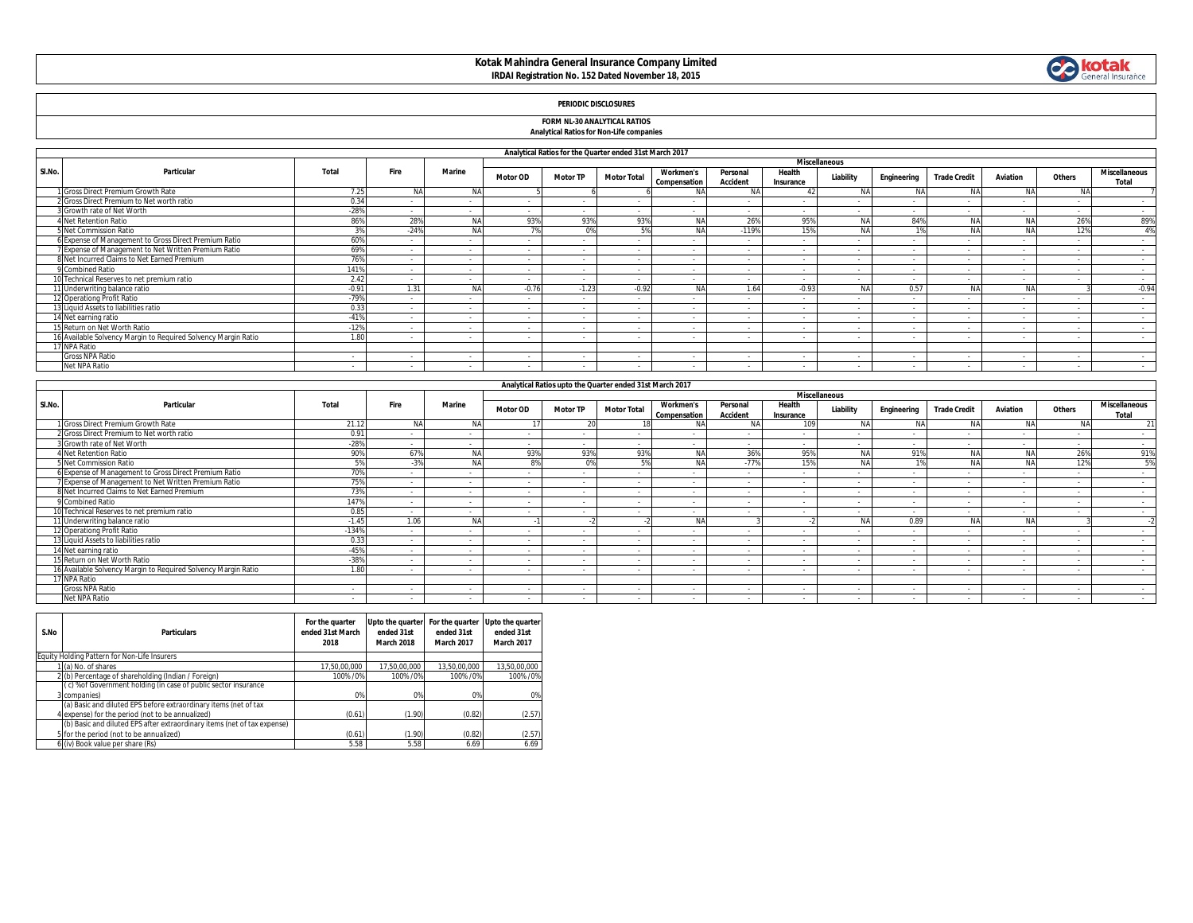# Kotak Mahindra General Insurance Company Limited

**IRDAI Registration No. 152 Dated November 18, 2015**

**PERIODIC DISCLOSURES**

**FORM NL-30 ANALYTICAL RATIOS**

**Analytical Ratios for Non-Life companies**

**Analytical Ratios for the Quarter ended 31st March 2017**

| Sl.No. | Particular | Total | Fire | Marine | Miscellaneous | | | | | | | | | | | |
|---|---|---|---|---|---|---|---|---|---|---|---|---|---|---|---|---|
| | | | | | Motor OD | Motor TP | Motor Total | Workmen's Compensation | Personal Accident | Health Insurance | Liability | Engineering | Trade Credit | Aviation | Others | Miscellaneous Total |
| 1 | Gross Direct Premium Growth Rate | 7.25 | NA | NA | 5 | 6 | 6 | NA | NA | 42 | NA | NA | NA | NA | NA | 7 |
| 2 | Gross Direct Premium to Net worth ratio | 0.34 | - | - | - | - | - | - | - | - | - | - | - | - | - | - |
| 3 | Growth rate of Net Worth | -28% | - | - | - | - | - | - | - | - | - | - | - | - | - | - |
| 4 | Net Retention Ratio | 86% | 28% | NA | 93% | 93% | 93% | NA | 26% | 95% | NA | 84% | NA | NA | 26% | 89% |
| 5 | Net Commission Ratio | 3% | -24% | NA | 7% | 0% | 5% | NA | -119% | 15% | NA | 1% | NA | NA | 12% | 4% |
| 6 | Expense of Management to Gross Direct Premium Ratio | 60% | - | - | - | - | - | - | - | - | - | - | - | - | - | - |
| 7 | Expense of Management to Net Written Premium Ratio | 69% | - | - | - | - | - | - | - | - | - | - | - | - | - | - |
| 8 | Net Incurred Claims to Net Earned Premium | 76% | - | - | - | - | - | - | - | - | - | - | - | - | - | - |
| 9 | Combined Ratio | 141% | - | - | - | - | - | - | - | - | - | - | - | - | - | - |
| 10 | Technical Reserves to net premium ratio | 2.42 | - | - | - | - | - | - | - | - | - | - | - | - | - | - |
| 11 | Underwriting balance ratio | -0.91 | 1.31 | NA | -0.76 | -1.23 | -0.92 | NA | 1.64 | -0.93 | NA | 0.57 | NA | NA | 3 | -0.94 |
| 12 | Operationg Profit Ratio | -79% | - | - | - | - | - | - | - | - | - | - | - | - | - | - |
| 13 | Liquid Assets to liabilities ratio | 0.33 | - | - | - | - | - | - | - | - | - | - | - | - | - | - |
| 14 | Net earning ratio | -41% | - | - | - | - | - | - | - | - | - | - | - | - | - | - |
| 15 | Return on Net Worth Ratio | -12% | - | - | - | - | - | - | - | - | - | - | - | - | - | - |
| 16 | Available Solvency Margin to Required Solvency Margin Ratio | 1.80 | - | - | - | - | - | - | - | - | - | - | - | - | - | - |
| 17 | NPA Ratio | | | | | | | | | | | | | | | |
| | Gross NPA Ratio | - | - | - | - | - | - | - | - | - | - | - | - | - | - | - |
| | Net NPA Ratio | - | - | - | - | - | - | - | - | - | - | - | - | - | - | - |

**Analytical Ratios upto the Quarter ended 31st March 2017**

| Sl.No. | Particular | Total | Fire | Marine | Miscellaneous | | | | | | | | | | | |
|---|---|---|---|---|---|---|---|---|---|---|---|---|---|---|---|---|
| | | | | | Motor OD | Motor TP | Motor Total | Workmen's Compensation | Personal Accident | Health Insurance | Liability | Engineering | Trade Credit | Aviation | Others | Miscellaneous Total |
| 1 | Gross Direct Premium Growth Rate | 21.12 | NA | NA | 17 | 20 | 18 | NA | NA | 109 | NA | NA | NA | NA | NA | 21 |
| 2 | Gross Direct Premium to Net worth ratio | 0.91 | - | - | - | - | - | - | - | - | - | - | - | - | - | - |
| 3 | Growth rate of Net Worth | -28% | - | - | - | - | - | - | - | - | - | - | - | - | - | - |
| 4 | Net Retention Ratio | 90% | 67% | NA | 93% | 93% | 93% | NA | 36% | 95% | NA | 91% | NA | NA | 26% | 91% |
| 5 | Net Commission Ratio | 5% | -3% | NA | 8% | 0% | 5% | NA | -77% | 15% | NA | 1% | NA | NA | 12% | 5% |
| 6 | Expense of Management to Gross Direct Premium Ratio | 70% | - | - | - | - | - | - | - | - | - | - | - | - | - | - |
| 7 | Expense of Management to Net Written Premium Ratio | 75% | - | - | - | - | - | - | - | - | - | - | - | - | - | - |
| 8 | Net Incurred Claims to Net Earned Premium | 73% | - | - | - | - | - | - | - | - | - | - | - | - | - | - |
| 9 | Combined Ratio | 147% | - | - | - | - | - | - | - | - | - | - | - | - | - | - |
| 10 | Technical Reserves to net premium ratio | 0.85 | - | - | - | - | - | - | - | - | - | - | - | - | - | - |
| 11 | Underwriting balance ratio | -1.45 | 1.06 | NA | -1 | -2 | -2 | NA | 3 | -2 | NA | 0.89 | NA | NA | 3 | -2 |
| 12 | Operationg Profit Ratio | -134% | - | - | - | - | - | - | - | - | - | - | - | - | - | - |
| 13 | Liquid Assets to liabilities ratio | 0.33 | - | - | - | - | - | - | - | - | - | - | - | - | - | - |
| 14 | Net earning ratio | -45% | - | - | - | - | - | - | - | - | - | - | - | - | - | - |
| 15 | Return on Net Worth Ratio | -38% | - | - | - | - | - | - | - | - | - | - | - | - | - | - |
| 16 | Available Solvency Margin to Required Solvency Margin Ratio | 1.80 | - | - | - | - | - | - | - | - | - | - | - | - | - | - |
| 17 | NPA Ratio | | | | | | | | | | | | | | | |
| | Gross NPA Ratio | - | - | - | - | - | - | - | - | - | - | - | - | - | - | - |
| | Net NPA Ratio | - | - | - | - | - | - | - | - | - | - | - | - | - | - | - |

| S.No | Particulars | For the quarter ended 31st March 2018 | Upto the quarter ended 31st March 2018 | For the quarter ended 31st March 2017 | Upto the quarter ended 31st March 2017 |
|---|---|---|---|---|---|
| | Equity Holding Pattern for Non-Life Insurers | | | | |
| 1 | (a) No. of shares | 17,50,00,000 | 17,50,00,000 | 13,50,00,000 | 13,50,00,000 |
| 2 | (b) Percentage of shareholding (Indian / Foreign) | 100% /0% | 100% /0% | 100% /0% | 100% /0% |
| 3 | ( c) %of Government holding (in case of public sector insurance companies) | 0% | 0% | 0% | 0% |
| 4 | (a) Basic and diluted EPS before extraordinary items (net of tax expense) for the period (not to be annualized) | (0.61) | (1.90) | (0.82) | (2.57) |
| 5 | (b) Basic and diluted EPS after extraordinary items (net of tax expense) for the period (not to be annualized) | (0.61) | (1.90) | (0.82) | (2.57) |
| 6 | (iv) Book value per share (Rs) | 5.58 | 5.58 | 6.69 | 6.69 |